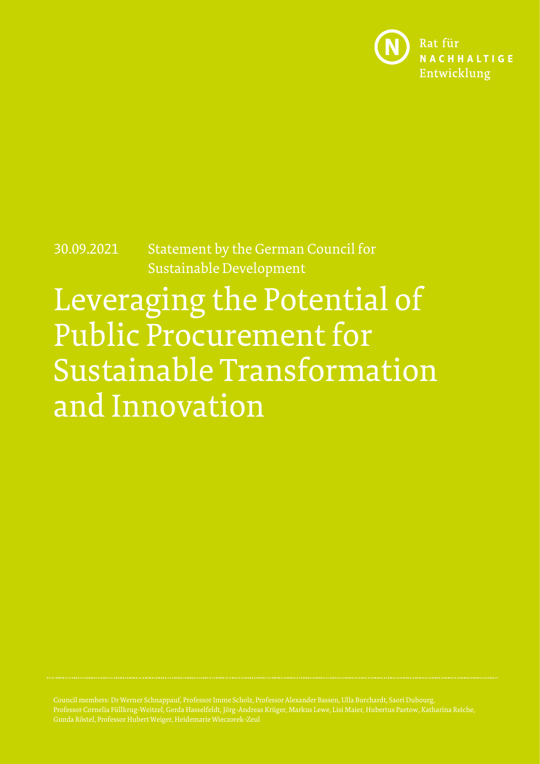Rat für
**NACHHALTIGE**
Entwicklung

30.09.2021 Statement by the German Council for Sustainable Development

# Leveraging the Potential of Public Procurement for Sustainable Transformation and Innovation

Council members: Dr Werner Schnappauf, Professor Imme Scholz, Professor Alexander Bassen, Ulla Burchardt, Saori Dubourg, Professor Cornelia Füllkrug-Weitzel, Gerda Hasselfeldt, Jörg-Andreas Krüger, Markus Lewe, Lisi Maier, Hubertus Paetow, Katharina Reiche, Gunda Röstel, Professor Hubert Weiger, Heidemarie Wieczorek-Zeul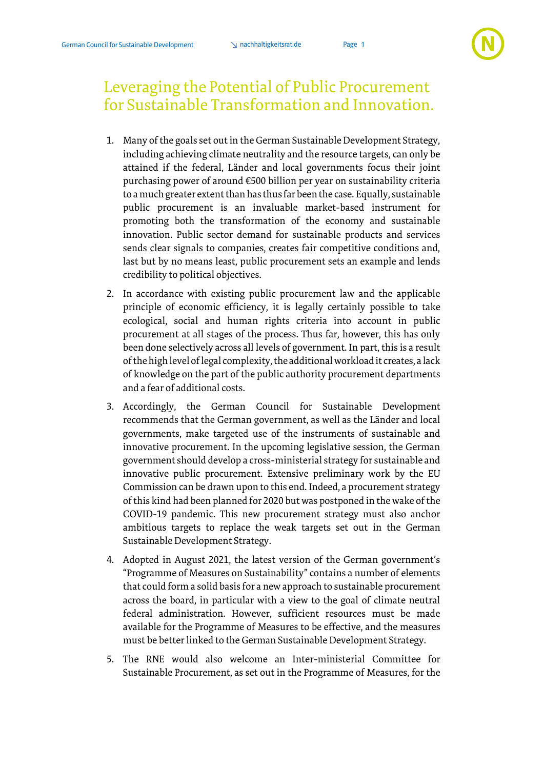# Leveraging the Potential of Public Procurement for Sustainable Transformation and Innovation.

1. Many of the goals set out in the German Sustainable Development Strategy, including achieving climate neutrality and the resource targets, can only be attained if the federal, Länder and local governments focus their joint purchasing power of around €500 billion per year on sustainability criteria to a much greater extent than has thus far been the case. Equally, sustainable public procurement is an invaluable market-based instrument for promoting both the transformation of the economy and sustainable innovation. Public sector demand for sustainable products and services sends clear signals to companies, creates fair competitive conditions and, last but by no means least, public procurement sets an example and lends credibility to political objectives.

2. In accordance with existing public procurement law and the applicable principle of economic efficiency, it is legally certainly possible to take ecological, social and human rights criteria into account in public procurement at all stages of the process. Thus far, however, this has only been done selectively across all levels of government. In part, this is a result of the high level of legal complexity, the additional workload it creates, a lack of knowledge on the part of the public authority procurement departments and a fear of additional costs.

3. Accordingly, the German Council for Sustainable Development recommends that the German government, as well as the Länder and local governments, make targeted use of the instruments of sustainable and innovative procurement. In the upcoming legislative session, the German government should develop a cross-ministerial strategy for sustainable and innovative public procurement. Extensive preliminary work by the EU Commission can be drawn upon to this end. Indeed, a procurement strategy of this kind had been planned for 2020 but was postponed in the wake of the COVID-19 pandemic. This new procurement strategy must also anchor ambitious targets to replace the weak targets set out in the German Sustainable Development Strategy.

4. Adopted in August 2021, the latest version of the German government's "Programme of Measures on Sustainability" contains a number of elements that could form a solid basis for a new approach to sustainable procurement across the board, in particular with a view to the goal of climate neutral federal administration. However, sufficient resources must be made available for the Programme of Measures to be effective, and the measures must be better linked to the German Sustainable Development Strategy.

5. The RNE would also welcome an Inter-ministerial Committee for Sustainable Procurement, as set out in the Programme of Measures, for the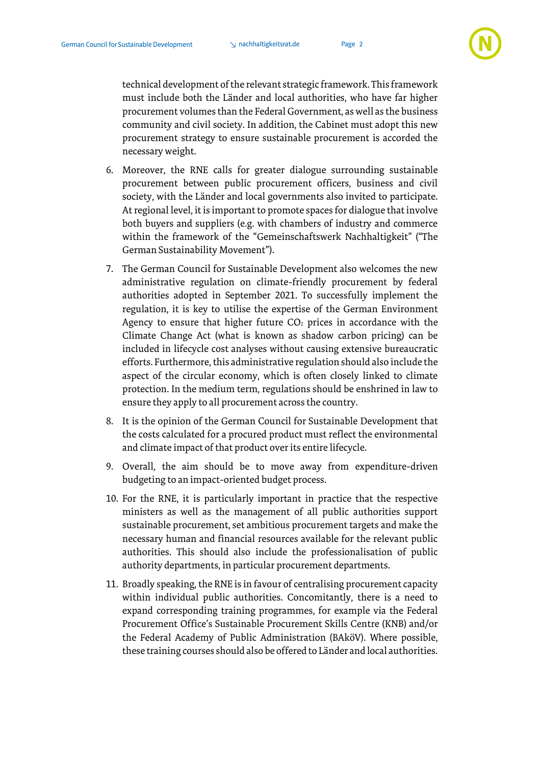technical development of the relevant strategic framework. This framework must include both the Länder and local authorities, who have far higher procurement volumes than the Federal Government, as well as the business community and civil society. In addition, the Cabinet must adopt this new procurement strategy to ensure sustainable procurement is accorded the necessary weight.

6. Moreover, the RNE calls for greater dialogue surrounding sustainable procurement between public procurement officers, business and civil society, with the Länder and local governments also invited to participate. At regional level, it is important to promote spaces for dialogue that involve both buyers and suppliers (e.g. with chambers of industry and commerce within the framework of the "Gemeinschaftswerk Nachhaltigkeit" ("The German Sustainability Movement").

7. The German Council for Sustainable Development also welcomes the new administrative regulation on climate-friendly procurement by federal authorities adopted in September 2021. To successfully implement the regulation, it is key to utilise the expertise of the German Environment Agency to ensure that higher future $CO_2$ prices in accordance with the Climate Change Act (what is known as shadow carbon pricing) can be included in lifecycle cost analyses without causing extensive bureaucratic efforts. Furthermore, this administrative regulation should also include the aspect of the circular economy, which is often closely linked to climate protection. In the medium term, regulations should be enshrined in law to ensure they apply to all procurement across the country.

8. It is the opinion of the German Council for Sustainable Development that the costs calculated for a procured product must reflect the environmental and climate impact of that product over its entire lifecycle.

9. Overall, the aim should be to move away from expenditure-driven budgeting to an impact-oriented budget process.

10. For the RNE, it is particularly important in practice that the respective ministers as well as the management of all public authorities support sustainable procurement, set ambitious procurement targets and make the necessary human and financial resources available for the relevant public authorities. This should also include the professionalisation of public authority departments, in particular procurement departments.

11. Broadly speaking, the RNE is in favour of centralising procurement capacity within individual public authorities. Concomitantly, there is a need to expand corresponding training programmes, for example via the Federal Procurement Office's Sustainable Procurement Skills Centre (KNB) and/or the Federal Academy of Public Administration (BAköV). Where possible, these training courses should also be offered to Länder and local authorities.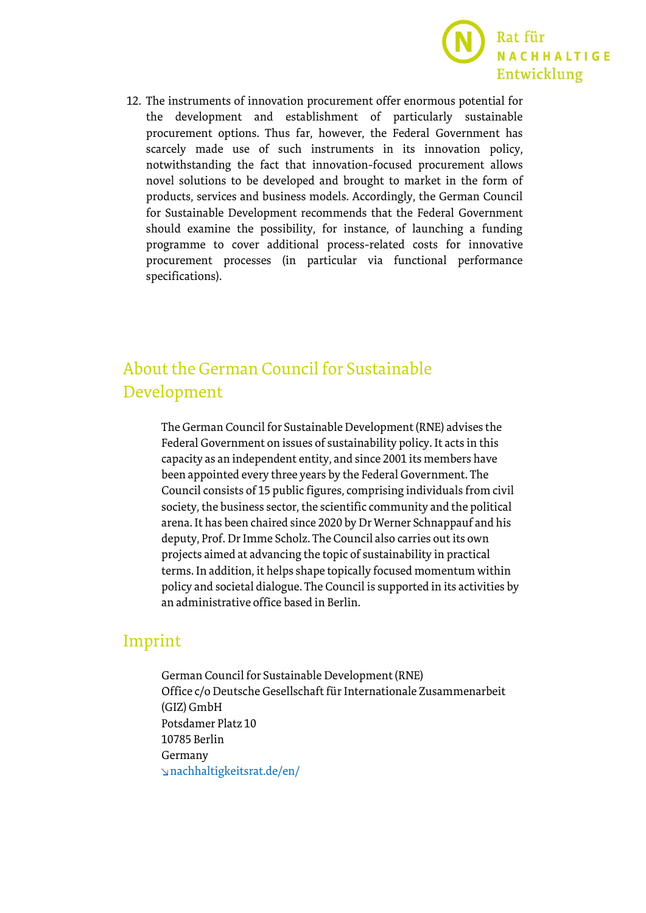12. The instruments of innovation procurement offer enormous potential for the development and establishment of particularly sustainable procurement options. Thus far, however, the Federal Government has scarcely made use of such instruments in its innovation policy, notwithstanding the fact that innovation-focused procurement allows novel solutions to be developed and brought to market in the form of products, services and business models. Accordingly, the German Council for Sustainable Development recommends that the Federal Government should examine the possibility, for instance, of launching a funding programme to cover additional process-related costs for innovative procurement processes (in particular via functional performance specifications).

## About the German Council for Sustainable Development

The German Council for Sustainable Development (RNE) advises the Federal Government on issues of sustainability policy. It acts in this capacity as an independent entity, and since 2001 its members have been appointed every three years by the Federal Government. The Council consists of 15 public figures, comprising individuals from civil society, the business sector, the scientific community and the political arena. It has been chaired since 2020 by Dr Werner Schnappauf and his deputy, Prof. Dr Imme Scholz. The Council also carries out its own projects aimed at advancing the topic of sustainability in practical terms. In addition, it helps shape topically focused momentum within policy and societal dialogue. The Council is supported in its activities by an administrative office based in Berlin.

## Imprint

German Council for Sustainable Development (RNE)
Office c/o Deutsche Gesellschaft für Internationale Zusammenarbeit (GIZ) GmbH
Potsdamer Platz 10
10785 Berlin
Germany
↘nachhaltigkeitsrat.de/en/